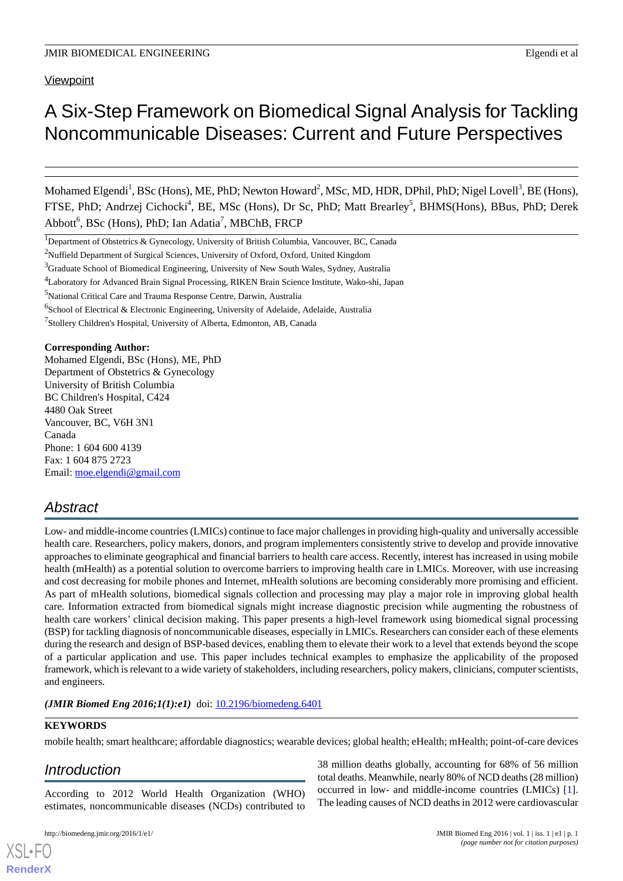Viewpoint

# A Six-Step Framework on Biomedical Signal Analysis for Tackling Noncommunicable Diseases: Current and Future Perspectives

Mohamed Elgendi[1], BSc (Hons), ME, PhD; Newton Howard[2], MSc, MD, HDR, DPhil, PhD; Nigel Lovell[3], BE (Hons), FTSE, PhD; Andrzej Cichocki[4], BE, MSc (Hons), Dr Sc, PhD; Matt Brearley[5], BHMS(Hons), BBus, PhD; Derek Abbott[6], BSc (Hons), PhD; Ian Adatia[7], MBChB, FRCP

[1]Department of Obstetrics & Gynecology, University of British Columbia, Vancouver, BC, Canada

[2]Nuffield Department of Surgical Sciences, University of Oxford, Oxford, United Kingdom

[3]Graduate School of Biomedical Engineering, University of New South Wales, Sydney, Australia

[4]Laboratory for Advanced Brain Signal Processing, RIKEN Brain Science Institute, Wako-shi, Japan

[5]National Critical Care and Trauma Response Centre, Darwin, Australia

[6]School of Electrical & Electronic Engineering, University of Adelaide, Adelaide, Australia

[7]Stollery Children's Hospital, University of Alberta, Edmonton, AB, Canada

**Corresponding Author:**
Mohamed Elgendi, BSc (Hons), ME, PhD
Department of Obstetrics & Gynecology
University of British Columbia
BC Children's Hospital, C424
4480 Oak Street
Vancouver, BC, V6H 3N1
Canada
Phone: 1 604 600 4139
Fax: 1 604 875 2723
Email: moe.elgendi@gmail.com

## Abstract

Low- and middle-income countries (LMICs) continue to face major challenges in providing high-quality and universally accessible health care. Researchers, policy makers, donors, and program implementers consistently strive to develop and provide innovative approaches to eliminate geographical and financial barriers to health care access. Recently, interest has increased in using mobile health (mHealth) as a potential solution to overcome barriers to improving health care in LMICs. Moreover, with use increasing and cost decreasing for mobile phones and Internet, mHealth solutions are becoming considerably more promising and efficient. As part of mHealth solutions, biomedical signals collection and processing may play a major role in improving global health care. Information extracted from biomedical signals might increase diagnostic precision while augmenting the robustness of health care workers' clinical decision making. This paper presents a high-level framework using biomedical signal processing (BSP) for tackling diagnosis of noncommunicable diseases, especially in LMICs. Researchers can consider each of these elements during the research and design of BSP-based devices, enabling them to elevate their work to a level that extends beyond the scope of a particular application and use. This paper includes technical examples to emphasize the applicability of the proposed framework, which is relevant to a wide variety of stakeholders, including researchers, policy makers, clinicians, computer scientists, and engineers.

***(JMIR Biomed Eng 2016;1(1):e1)*** doi: 10.2196/biomedeng.6401

**KEYWORDS**

mobile health; smart healthcare; affordable diagnostics; wearable devices; global health; eHealth; mHealth; point-of-care devices

## Introduction

According to 2012 World Health Organization (WHO) estimates, noncommunicable diseases (NCDs) contributed to 38 million deaths globally, accounting for 68% of 56 million total deaths. Meanwhile, nearly 80% of NCD deaths (28 million) occurred in low- and middle-income countries (LMICs) [1]. The leading causes of NCD deaths in 2012 were cardiovascular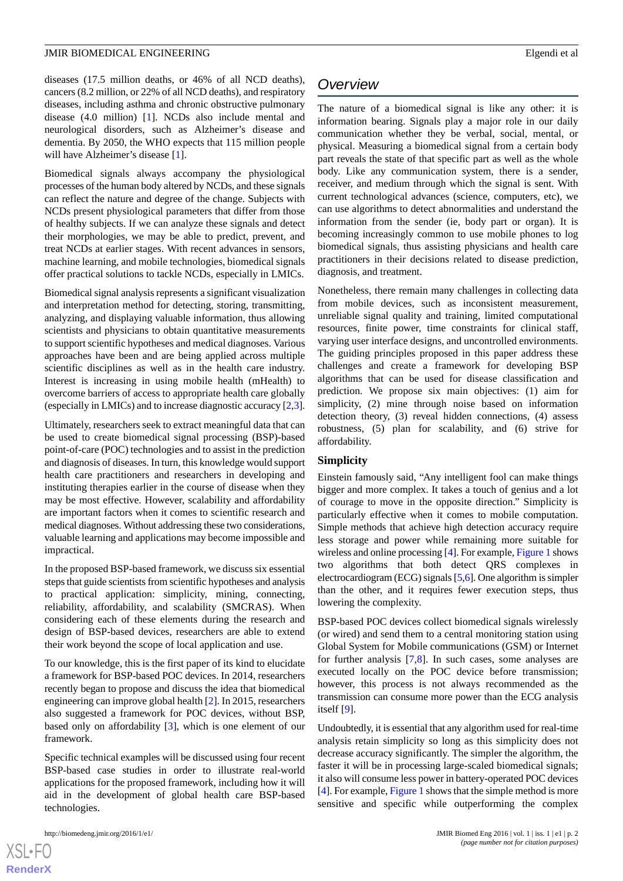diseases (17.5 million deaths, or 46% of all NCD deaths), cancers (8.2 million, or 22% of all NCD deaths), and respiratory diseases, including asthma and chronic obstructive pulmonary disease (4.0 million) [1]. NCDs also include mental and neurological disorders, such as Alzheimer's disease and dementia. By 2050, the WHO expects that 115 million people will have Alzheimer's disease [1].

Biomedical signals always accompany the physiological processes of the human body altered by NCDs, and these signals can reflect the nature and degree of the change. Subjects with NCDs present physiological parameters that differ from those of healthy subjects. If we can analyze these signals and detect their morphologies, we may be able to predict, prevent, and treat NCDs at earlier stages. With recent advances in sensors, machine learning, and mobile technologies, biomedical signals offer practical solutions to tackle NCDs, especially in LMICs.

Biomedical signal analysis represents a significant visualization and interpretation method for detecting, storing, transmitting, analyzing, and displaying valuable information, thus allowing scientists and physicians to obtain quantitative measurements to support scientific hypotheses and medical diagnoses. Various approaches have been and are being applied across multiple scientific disciplines as well as in the health care industry. Interest is increasing in using mobile health (mHealth) to overcome barriers of access to appropriate health care globally (especially in LMICs) and to increase diagnostic accuracy [2,3].

Ultimately, researchers seek to extract meaningful data that can be used to create biomedical signal processing (BSP)-based point-of-care (POC) technologies and to assist in the prediction and diagnosis of diseases. In turn, this knowledge would support health care practitioners and researchers in developing and instituting therapies earlier in the course of disease when they may be most effective. However, scalability and affordability are important factors when it comes to scientific research and medical diagnoses. Without addressing these two considerations, valuable learning and applications may become impossible and impractical.

In the proposed BSP-based framework, we discuss six essential steps that guide scientists from scientific hypotheses and analysis to practical application: simplicity, mining, connecting, reliability, affordability, and scalability (SMCRAS). When considering each of these elements during the research and design of BSP-based devices, researchers are able to extend their work beyond the scope of local application and use.

To our knowledge, this is the first paper of its kind to elucidate a framework for BSP-based POC devices. In 2014, researchers recently began to propose and discuss the idea that biomedical engineering can improve global health [2]. In 2015, researchers also suggested a framework for POC devices, without BSP, based only on affordability [3], which is one element of our framework.

Specific technical examples will be discussed using four recent BSP-based case studies in order to illustrate real-world applications for the proposed framework, including how it will aid in the development of global health care BSP-based technologies.

## Overview

The nature of a biomedical signal is like any other: it is information bearing. Signals play a major role in our daily communication whether they be verbal, social, mental, or physical. Measuring a biomedical signal from a certain body part reveals the state of that specific part as well as the whole body. Like any communication system, there is a sender, receiver, and medium through which the signal is sent. With current technological advances (science, computers, etc), we can use algorithms to detect abnormalities and understand the information from the sender (ie, body part or organ). It is becoming increasingly common to use mobile phones to log biomedical signals, thus assisting physicians and health care practitioners in their decisions related to disease prediction, diagnosis, and treatment.

Nonetheless, there remain many challenges in collecting data from mobile devices, such as inconsistent measurement, unreliable signal quality and training, limited computational resources, finite power, time constraints for clinical staff, varying user interface designs, and uncontrolled environments. The guiding principles proposed in this paper address these challenges and create a framework for developing BSP algorithms that can be used for disease classification and prediction. We propose six main objectives: (1) aim for simplicity, (2) mine through noise based on information detection theory, (3) reveal hidden connections, (4) assess robustness, (5) plan for scalability, and (6) strive for affordability.

### Simplicity

Einstein famously said, "Any intelligent fool can make things bigger and more complex. It takes a touch of genius and a lot of courage to move in the opposite direction." Simplicity is particularly effective when it comes to mobile computation. Simple methods that achieve high detection accuracy require less storage and power while remaining more suitable for wireless and online processing [4]. For example, Figure 1 shows two algorithms that both detect QRS complexes in electrocardiogram (ECG) signals [5,6]. One algorithm is simpler than the other, and it requires fewer execution steps, thus lowering the complexity.

BSP-based POC devices collect biomedical signals wirelessly (or wired) and send them to a central monitoring station using Global System for Mobile communications (GSM) or Internet for further analysis [7,8]. In such cases, some analyses are executed locally on the POC device before transmission; however, this process is not always recommended as the transmission can consume more power than the ECG analysis itself [9].

Undoubtedly, it is essential that any algorithm used for real-time analysis retain simplicity so long as this simplicity does not decrease accuracy significantly. The simpler the algorithm, the faster it will be in processing large-scaled biomedical signals; it also will consume less power in battery-operated POC devices [4]. For example, Figure 1 shows that the simple method is more sensitive and specific while outperforming the complex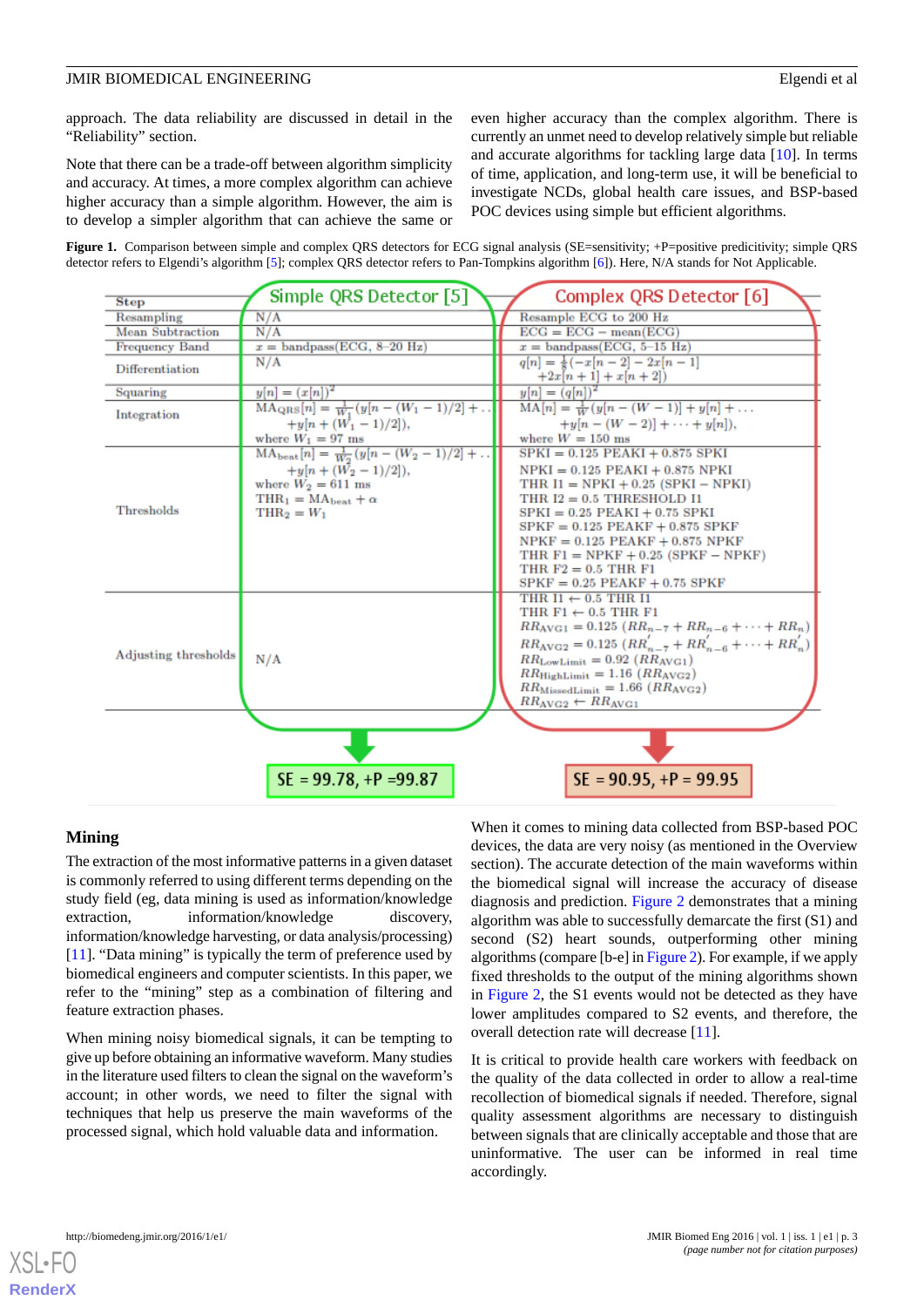approach. The data reliability are discussed in detail in the "Reliability" section.

Note that there can be a trade-off between algorithm simplicity and accuracy. At times, a more complex algorithm can achieve higher accuracy than a simple algorithm. However, the aim is to develop a simpler algorithm that can achieve the same or even higher accuracy than the complex algorithm. There is currently an unmet need to develop relatively simple but reliable and accurate algorithms for tackling large data [10]. In terms of time, application, and long-term use, it will be beneficial to investigate NCDs, global health care issues, and BSP-based POC devices using simple but efficient algorithms.

**Figure 1.** Comparison between simple and complex QRS detectors for ECG signal analysis (SE=sensitivity; +P=positive predicitivity; simple QRS detector refers to Elgendi's algorithm [5]; complex QRS detector refers to Pan-Tompkins algorithm [6]). Here, N/A stands for Not Applicable.

| Step | Simple QRS Detector [5] | Complex QRS Detector [6] |
|---|---|---|
| Resampling | N/A | Resample ECG to 200 Hz |
| Mean Subtraction | N/A | ECG = ECG − mean(ECG) |
| Frequency Band | $x$ = bandpass(ECG, 8–20 Hz) | $x$ = bandpass(ECG, 5–15 Hz) |
| Differentiation | N/A | $q[n] = \frac{1}{8}(-x[n-2] - 2x[n-1] + 2x[n+1] + x[n+2])$ |
| Squaring | $y[n] = (x[n])^2$ | $y[n] = (q[n])^2$ |
| Integration | $\mathrm{MA}_{\mathrm{QRS}}[n] = \frac{1}{W_1}(y[n-(W_1-1)/2] + \dots + y[n+(W_1-1)/2])$, where $W_1 = 97$ ms | $\mathrm{MA}[n] = \frac{1}{W}(y[n-(W-1)] + y[n] + \dots + y[n-(W-2)] + \dots + y[n])$, where $W = 150$ ms |
| Thresholds | $\mathrm{MA}_{\mathrm{beat}}[n] = \frac{1}{W_2}(y[n-(W_2-1)/2] + \dots + y[n+(W_2-1)/2])$, where $W_2 = 611$ ms; $\mathrm{THR}_1 = \mathrm{MA}_{\mathrm{beat}} + \alpha$; $\mathrm{THR}_2 = W_1$ | SPKI = 0.125 PEAKI + 0.875 SPKI; NPKI = 0.125 PEAKI + 0.875 NPKI; THR I1 = NPKI + 0.25 (SPKI − NPKI); THR I2 = 0.5 THRESHOLD I1; SPKI = 0.25 PEAKI + 0.75 SPKI; SPKF = 0.125 PEAKF + 0.875 SPKF; NPKF = 0.125 PEAKF + 0.875 NPKF; THR F1 = NPKF + 0.25 (SPKF − NPKF); THR F2 = 0.5 THR F1; SPKF = 0.25 PEAKF + 0.75 SPKF |
| Adjusting thresholds | N/A | THR I1 ← 0.5 THR I1; THR F1 ← 0.5 THR F1; $RR_{\mathrm{AVG1}} = 0.125\,(RR_{n-7} + RR_{n-6} + \dots + RR_n)$; $RR_{\mathrm{AVG2}} = 0.125\,(RR'_{n-7} + RR'_{n-6} + \dots + RR'_n)$; $RR_{\mathrm{LowLimit}} = 0.92\,(RR_{\mathrm{AVG1}})$; $RR_{\mathrm{HighLimit}} = 1.16\,(RR_{\mathrm{AVG2}})$; $RR_{\mathrm{MissedLimit}} = 1.66\,(RR_{\mathrm{AVG2}})$; $RR_{\mathrm{AVG2}} \leftarrow RR_{\mathrm{AVG1}}$ |
| Result | SE = 99.78, +P = 99.87 | SE = 90.95, +P = 99.95 |

## Mining

The extraction of the most informative patterns in a given dataset is commonly referred to using different terms depending on the study field (eg, data mining is used as information/knowledge extraction, information/knowledge discovery, information/knowledge harvesting, or data analysis/processing) [11]. "Data mining" is typically the term of preference used by biomedical engineers and computer scientists. In this paper, we refer to the "mining" step as a combination of filtering and feature extraction phases.

When mining noisy biomedical signals, it can be tempting to give up before obtaining an informative waveform. Many studies in the literature used filters to clean the signal on the waveform's account; in other words, we need to filter the signal with techniques that help us preserve the main waveforms of the processed signal, which hold valuable data and information.

When it comes to mining data collected from BSP-based POC devices, the data are very noisy (as mentioned in the Overview section). The accurate detection of the main waveforms within the biomedical signal will increase the accuracy of disease diagnosis and prediction. Figure 2 demonstrates that a mining algorithm was able to successfully demarcate the first (S1) and second (S2) heart sounds, outperforming other mining algorithms (compare [b-e] in Figure 2). For example, if we apply fixed thresholds to the output of the mining algorithms shown in Figure 2, the S1 events would not be detected as they have lower amplitudes compared to S2 events, and therefore, the overall detection rate will decrease [11].

It is critical to provide health care workers with feedback on the quality of the data collected in order to allow a real-time recollection of biomedical signals if needed. Therefore, signal quality assessment algorithms are necessary to distinguish between signals that are clinically acceptable and those that are uninformative. The user can be informed in real time accordingly.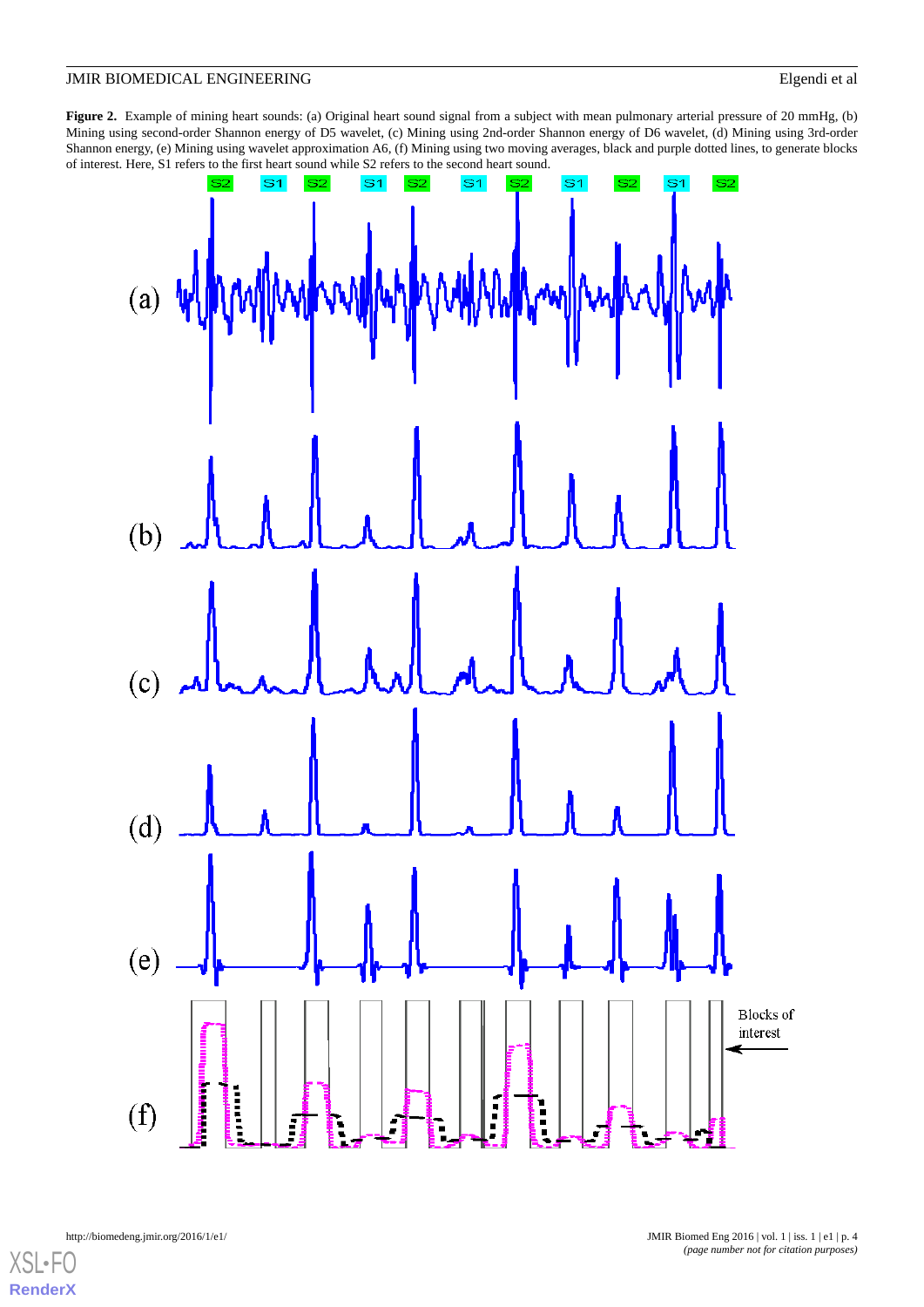**Figure 2.** Example of mining heart sounds: (a) Original heart sound signal from a subject with mean pulmonary arterial pressure of 20 mmHg, (b) Mining using second-order Shannon energy of D5 wavelet, (c) Mining using 2nd-order Shannon energy of D6 wavelet, (d) Mining using 3rd-order Shannon energy, (e) Mining using wavelet approximation A6, (f) Mining using two moving averages, black and purple dotted lines, to generate blocks of interest. Here, S1 refers to the first heart sound while S2 refers to the second heart sound.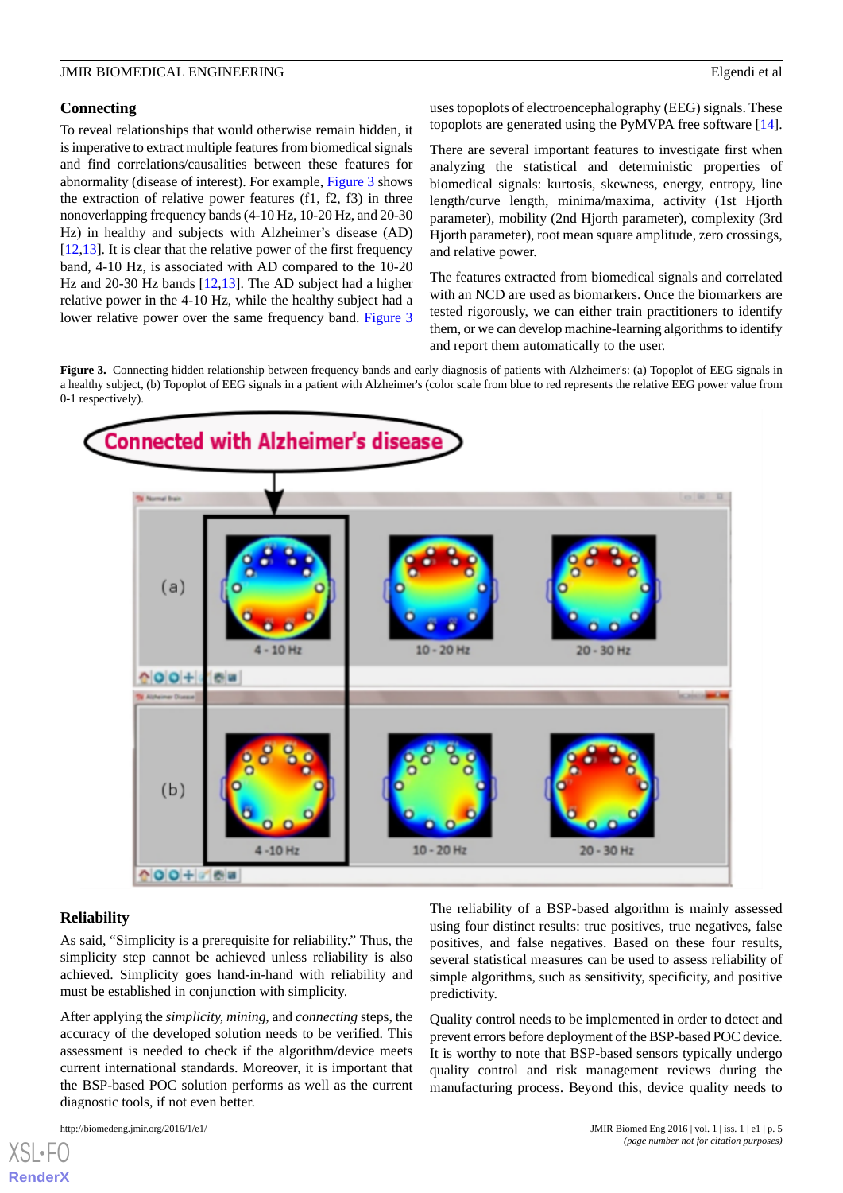### Connecting

To reveal relationships that would otherwise remain hidden, it is imperative to extract multiple features from biomedical signals and find correlations/causalities between these features for abnormality (disease of interest). For example, Figure 3 shows the extraction of relative power features (f1, f2, f3) in three nonoverlapping frequency bands (4-10 Hz, 10-20 Hz, and 20-30 Hz) in healthy and subjects with Alzheimer's disease (AD) [12,13]. It is clear that the relative power of the first frequency band, 4-10 Hz, is associated with AD compared to the 10-20 Hz and 20-30 Hz bands [12,13]. The AD subject had a higher relative power in the 4-10 Hz, while the healthy subject had a lower relative power over the same frequency band. Figure 3 uses topoplots of electroencephalography (EEG) signals. These topoplots are generated using the PyMVPA free software [14].

There are several important features to investigate first when analyzing the statistical and deterministic properties of biomedical signals: kurtosis, skewness, energy, entropy, line length/curve length, minima/maxima, activity (1st Hjorth parameter), mobility (2nd Hjorth parameter), complexity (3rd Hjorth parameter), root mean square amplitude, zero crossings, and relative power.

The features extracted from biomedical signals and correlated with an NCD are used as biomarkers. Once the biomarkers are tested rigorously, we can either train practitioners to identify them, or we can develop machine-learning algorithms to identify and report them automatically to the user.

**Figure 3.** Connecting hidden relationship between frequency bands and early diagnosis of patients with Alzheimer's: (a) Topoplot of EEG signals in a healthy subject, (b) Topoplot of EEG signals in a patient with Alzheimer's (color scale from blue to red represents the relative EEG power value from 0-1 respectively).

### Reliability

As said, "Simplicity is a prerequisite for reliability." Thus, the simplicity step cannot be achieved unless reliability is also achieved. Simplicity goes hand-in-hand with reliability and must be established in conjunction with simplicity.

After applying the *simplicity, mining,* and *connecting* steps, the accuracy of the developed solution needs to be verified. This assessment is needed to check if the algorithm/device meets current international standards. Moreover, it is important that the BSP-based POC solution performs as well as the current diagnostic tools, if not even better.

The reliability of a BSP-based algorithm is mainly assessed using four distinct results: true positives, true negatives, false positives, and false negatives. Based on these four results, several statistical measures can be used to assess reliability of simple algorithms, such as sensitivity, specificity, and positive predictivity.

Quality control needs to be implemented in order to detect and prevent errors before deployment of the BSP-based POC device. It is worthy to note that BSP-based sensors typically undergo quality control and risk management reviews during the manufacturing process. Beyond this, device quality needs to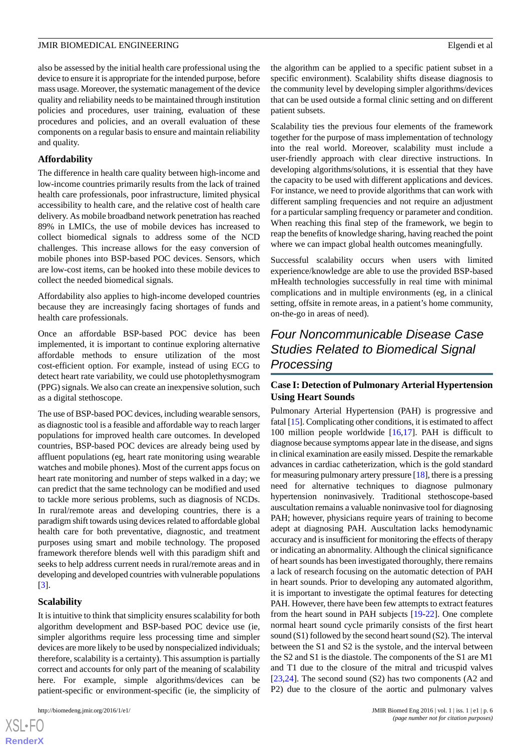also be assessed by the initial health care professional using the device to ensure it is appropriate for the intended purpose, before mass usage. Moreover, the systematic management of the device quality and reliability needs to be maintained through institution policies and procedures, user training, evaluation of these procedures and policies, and an overall evaluation of these components on a regular basis to ensure and maintain reliability and quality.

### Affordability

The difference in health care quality between high-income and low-income countries primarily results from the lack of trained health care professionals, poor infrastructure, limited physical accessibility to health care, and the relative cost of health care delivery. As mobile broadband network penetration has reached 89% in LMICs, the use of mobile devices has increased to collect biomedical signals to address some of the NCD challenges. This increase allows for the easy conversion of mobile phones into BSP-based POC devices. Sensors, which are low-cost items, can be hooked into these mobile devices to collect the needed biomedical signals.

Affordability also applies to high-income developed countries because they are increasingly facing shortages of funds and health care professionals.

Once an affordable BSP-based POC device has been implemented, it is important to continue exploring alternative affordable methods to ensure utilization of the most cost-efficient option. For example, instead of using ECG to detect heart rate variability, we could use photoplethysmogram (PPG) signals. We also can create an inexpensive solution, such as a digital stethoscope.

The use of BSP-based POC devices, including wearable sensors, as diagnostic tool is a feasible and affordable way to reach larger populations for improved health care outcomes. In developed countries, BSP-based POC devices are already being used by affluent populations (eg, heart rate monitoring using wearable watches and mobile phones). Most of the current apps focus on heart rate monitoring and number of steps walked in a day; we can predict that the same technology can be modified and used to tackle more serious problems, such as diagnosis of NCDs. In rural/remote areas and developing countries, there is a paradigm shift towards using devices related to affordable global health care for both preventative, diagnostic, and treatment purposes using smart and mobile technology. The proposed framework therefore blends well with this paradigm shift and seeks to help address current needs in rural/remote areas and in developing and developed countries with vulnerable populations [3].

### Scalability

It is intuitive to think that simplicity ensures scalability for both algorithm development and BSP-based POC device use (ie, simpler algorithms require less processing time and simpler devices are more likely to be used by nonspecialized individuals; therefore, scalability is a certainty). This assumption is partially correct and accounts for only part of the meaning of scalability here. For example, simple algorithms/devices can be patient-specific or environment-specific (ie, the simplicity of the algorithm can be applied to a specific patient subset in a specific environment). Scalability shifts disease diagnosis to the community level by developing simpler algorithms/devices that can be used outside a formal clinic setting and on different patient subsets.

Scalability ties the previous four elements of the framework together for the purpose of mass implementation of technology into the real world. Moreover, scalability must include a user-friendly approach with clear directive instructions. In developing algorithms/solutions, it is essential that they have the capacity to be used with different applications and devices. For instance, we need to provide algorithms that can work with different sampling frequencies and not require an adjustment for a particular sampling frequency or parameter and condition. When reaching this final step of the framework, we begin to reap the benefits of knowledge sharing, having reached the point where we can impact global health outcomes meaningfully.

Successful scalability occurs when users with limited experience/knowledge are able to use the provided BSP-based mHealth technologies successfully in real time with minimal complications and in multiple environments (eg, in a clinical setting, offsite in remote areas, in a patient's home community, on-the-go in areas of need).

## Four Noncommunicable Disease Case Studies Related to Biomedical Signal Processing

### Case I: Detection of Pulmonary Arterial Hypertension Using Heart Sounds

Pulmonary Arterial Hypertension (PAH) is progressive and fatal [15]. Complicating other conditions, it is estimated to affect 100 million people worldwide [16,17]. PAH is difficult to diagnose because symptoms appear late in the disease, and signs in clinical examination are easily missed. Despite the remarkable advances in cardiac catheterization, which is the gold standard for measuring pulmonary artery pressure [18], there is a pressing need for alternative techniques to diagnose pulmonary hypertension noninvasively. Traditional stethoscope-based auscultation remains a valuable noninvasive tool for diagnosing PAH; however, physicians require years of training to become adept at diagnosing PAH. Auscultation lacks hemodynamic accuracy and is insufficient for monitoring the effects of therapy or indicating an abnormality. Although the clinical significance of heart sounds has been investigated thoroughly, there remains a lack of research focusing on the automatic detection of PAH in heart sounds. Prior to developing any automated algorithm, it is important to investigate the optimal features for detecting PAH. However, there have been few attempts to extract features from the heart sound in PAH subjects [19-22]. One complete normal heart sound cycle primarily consists of the first heart sound (S1) followed by the second heart sound (S2). The interval between the S1 and S2 is the systole, and the interval between the S2 and S1 is the diastole. The components of the S1 are M1 and T1 due to the closure of the mitral and tricuspid valves [23,24]. The second sound (S2) has two components (A2 and P2) due to the closure of the aortic and pulmonary valves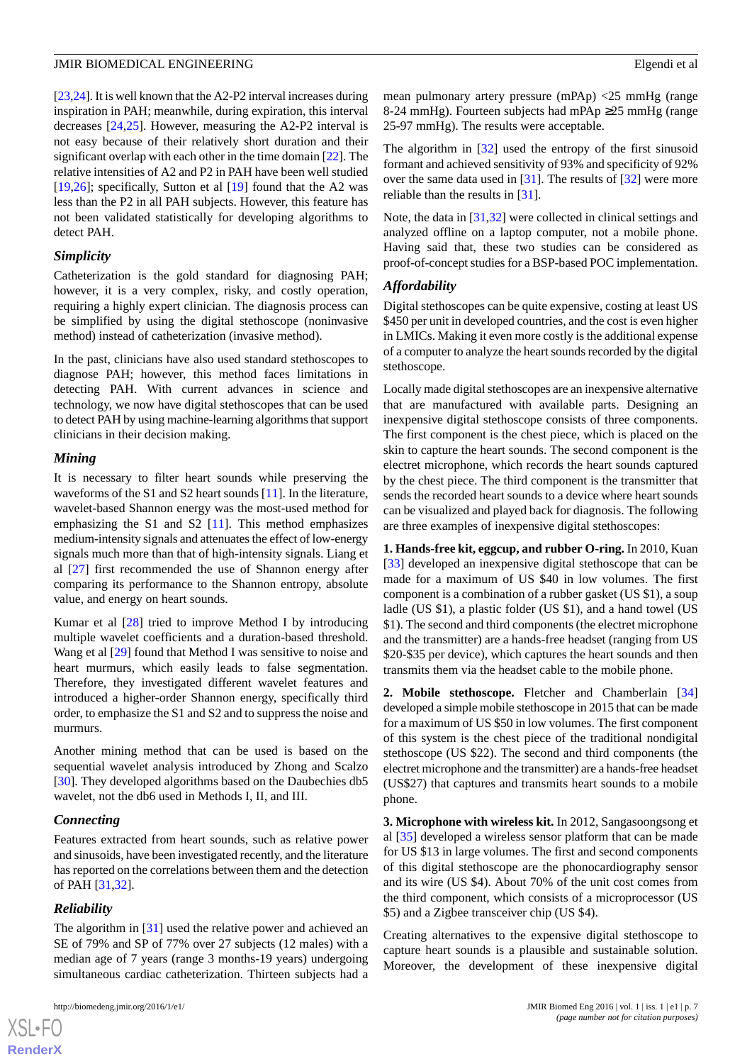[23,24]. It is well known that the A2-P2 interval increases during inspiration in PAH; meanwhile, during expiration, this interval decreases [24,25]. However, measuring the A2-P2 interval is not easy because of their relatively short duration and their significant overlap with each other in the time domain [22]. The relative intensities of A2 and P2 in PAH have been well studied [19,26]; specifically, Sutton et al [19] found that the A2 was less than the P2 in all PAH subjects. However, this feature has not been validated statistically for developing algorithms to detect PAH.

### Simplicity

Catheterization is the gold standard for diagnosing PAH; however, it is a very complex, risky, and costly operation, requiring a highly expert clinician. The diagnosis process can be simplified by using the digital stethoscope (noninvasive method) instead of catheterization (invasive method).

In the past, clinicians have also used standard stethoscopes to diagnose PAH; however, this method faces limitations in detecting PAH. With current advances in science and technology, we now have digital stethoscopes that can be used to detect PAH by using machine-learning algorithms that support clinicians in their decision making.

### Mining

It is necessary to filter heart sounds while preserving the waveforms of the S1 and S2 heart sounds [11]. In the literature, wavelet-based Shannon energy was the most-used method for emphasizing the S1 and S2 [11]. This method emphasizes medium-intensity signals and attenuates the effect of low-energy signals much more than that of high-intensity signals. Liang et al [27] first recommended the use of Shannon energy after comparing its performance to the Shannon entropy, absolute value, and energy on heart sounds.

Kumar et al [28] tried to improve Method I by introducing multiple wavelet coefficients and a duration-based threshold. Wang et al [29] found that Method I was sensitive to noise and heart murmurs, which easily leads to false segmentation. Therefore, they investigated different wavelet features and introduced a higher-order Shannon energy, specifically third order, to emphasize the S1 and S2 and to suppress the noise and murmurs.

Another mining method that can be used is based on the sequential wavelet analysis introduced by Zhong and Scalzo [30]. They developed algorithms based on the Daubechies db5 wavelet, not the db6 used in Methods I, II, and III.

### Connecting

Features extracted from heart sounds, such as relative power and sinusoids, have been investigated recently, and the literature has reported on the correlations between them and the detection of PAH [31,32].

### Reliability

The algorithm in [31] used the relative power and achieved an SE of 79% and SP of 77% over 27 subjects (12 males) with a median age of 7 years (range 3 months-19 years) undergoing simultaneous cardiac catheterization. Thirteen subjects had a mean pulmonary artery pressure (mPAp) <25 mmHg (range 8-24 mmHg). Fourteen subjects had mPAp ≥25 mmHg (range 25-97 mmHg). The results were acceptable.

The algorithm in [32] used the entropy of the first sinusoid formant and achieved sensitivity of 93% and specificity of 92% over the same data used in [31]. The results of [32] were more reliable than the results in [31].

Note, the data in [31,32] were collected in clinical settings and analyzed offline on a laptop computer, not a mobile phone. Having said that, these two studies can be considered as proof-of-concept studies for a BSP-based POC implementation.

### Affordability

Digital stethoscopes can be quite expensive, costing at least US $450 per unit in developed countries, and the cost is even higher in LMICs. Making it even more costly is the additional expense of a computer to analyze the heart sounds recorded by the digital stethoscope.

Locally made digital stethoscopes are an inexpensive alternative that are manufactured with available parts. Designing an inexpensive digital stethoscope consists of three components. The first component is the chest piece, which is placed on the skin to capture the heart sounds. The second component is the electret microphone, which records the heart sounds captured by the chest piece. The third component is the transmitter that sends the recorded heart sounds to a device where heart sounds can be visualized and played back for diagnosis. The following are three examples of inexpensive digital stethoscopes:

**1. Hands-free kit, eggcup, and rubber O-ring.** In 2010, Kuan [33] developed an inexpensive digital stethoscope that can be made for a maximum of US $40 in low volumes. The first component is a combination of a rubber gasket (US $1), a soup ladle (US $1), a plastic folder (US $1), and a hand towel (US $1). The second and third components (the electret microphone and the transmitter) are a hands-free headset (ranging from US $20-$35 per device), which captures the heart sounds and then transmits them via the headset cable to the mobile phone.

**2. Mobile stethoscope.** Fletcher and Chamberlain [34] developed a simple mobile stethoscope in 2015 that can be made for a maximum of US $50 in low volumes. The first component of this system is the chest piece of the traditional nondigital stethoscope (US $22). The second and third components (the electret microphone and the transmitter) are a hands-free headset (US$27) that captures and transmits heart sounds to a mobile phone.

**3. Microphone with wireless kit.** In 2012, Sangasoongsong et al [35] developed a wireless sensor platform that can be made for US $13 in large volumes. The first and second components of this digital stethoscope are the phonocardiography sensor and its wire (US $4). About 70% of the unit cost comes from the third component, which consists of a microprocessor (US $5) and a Zigbee transceiver chip (US $4).

Creating alternatives to the expensive digital stethoscope to capture heart sounds is a plausible and sustainable solution. Moreover, the development of these inexpensive digital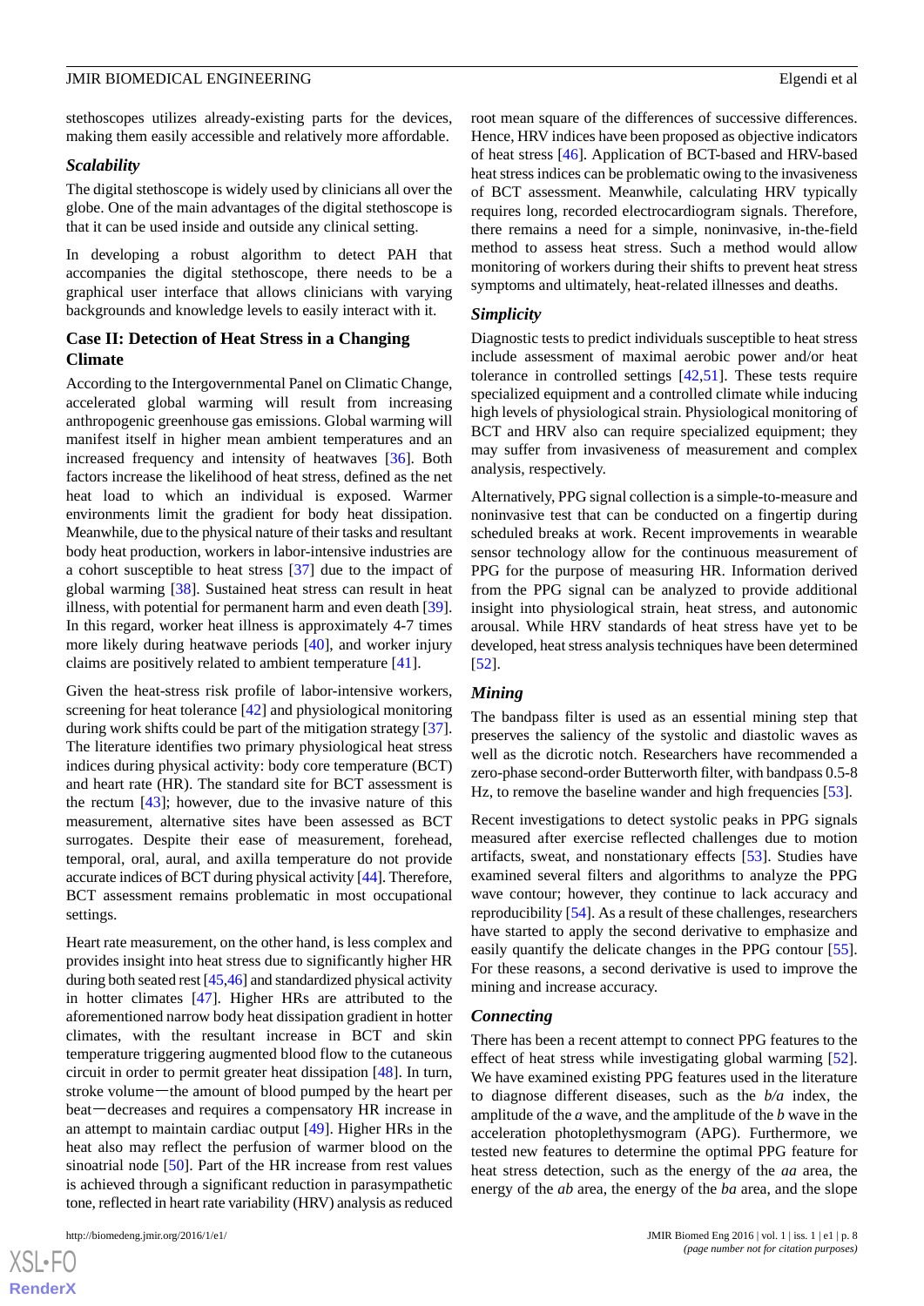stethoscopes utilizes already-existing parts for the devices, making them easily accessible and relatively more affordable.

### *Scalability*

The digital stethoscope is widely used by clinicians all over the globe. One of the main advantages of the digital stethoscope is that it can be used inside and outside any clinical setting.

In developing a robust algorithm to detect PAH that accompanies the digital stethoscope, there needs to be a graphical user interface that allows clinicians with varying backgrounds and knowledge levels to easily interact with it.

## Case II: Detection of Heat Stress in a Changing Climate

According to the Intergovernmental Panel on Climatic Change, accelerated global warming will result from increasing anthropogenic greenhouse gas emissions. Global warming will manifest itself in higher mean ambient temperatures and an increased frequency and intensity of heatwaves [36]. Both factors increase the likelihood of heat stress, defined as the net heat load to which an individual is exposed. Warmer environments limit the gradient for body heat dissipation. Meanwhile, due to the physical nature of their tasks and resultant body heat production, workers in labor-intensive industries are a cohort susceptible to heat stress [37] due to the impact of global warming [38]. Sustained heat stress can result in heat illness, with potential for permanent harm and even death [39]. In this regard, worker heat illness is approximately 4-7 times more likely during heatwave periods [40], and worker injury claims are positively related to ambient temperature [41].

Given the heat-stress risk profile of labor-intensive workers, screening for heat tolerance [42] and physiological monitoring during work shifts could be part of the mitigation strategy [37]. The literature identifies two primary physiological heat stress indices during physical activity: body core temperature (BCT) and heart rate (HR). The standard site for BCT assessment is the rectum [43]; however, due to the invasive nature of this measurement, alternative sites have been assessed as BCT surrogates. Despite their ease of measurement, forehead, temporal, oral, aural, and axilla temperature do not provide accurate indices of BCT during physical activity [44]. Therefore, BCT assessment remains problematic in most occupational settings.

Heart rate measurement, on the other hand, is less complex and provides insight into heat stress due to significantly higher HR during both seated rest [45,46] and standardized physical activity in hotter climates [47]. Higher HRs are attributed to the aforementioned narrow body heat dissipation gradient in hotter climates, with the resultant increase in BCT and skin temperature triggering augmented blood flow to the cutaneous circuit in order to permit greater heat dissipation [48]. In turn, stroke volume—the amount of blood pumped by the heart per beat—decreases and requires a compensatory HR increase in an attempt to maintain cardiac output [49]. Higher HRs in the heat also may reflect the perfusion of warmer blood on the sinoatrial node [50]. Part of the HR increase from rest values is achieved through a significant reduction in parasympathetic tone, reflected in heart rate variability (HRV) analysis as reduced root mean square of the differences of successive differences. Hence, HRV indices have been proposed as objective indicators of heat stress [46]. Application of BCT-based and HRV-based heat stress indices can be problematic owing to the invasiveness of BCT assessment. Meanwhile, calculating HRV typically requires long, recorded electrocardiogram signals. Therefore, there remains a need for a simple, noninvasive, in-the-field method to assess heat stress. Such a method would allow monitoring of workers during their shifts to prevent heat stress symptoms and ultimately, heat-related illnesses and deaths.

### *Simplicity*

Diagnostic tests to predict individuals susceptible to heat stress include assessment of maximal aerobic power and/or heat tolerance in controlled settings [42,51]. These tests require specialized equipment and a controlled climate while inducing high levels of physiological strain. Physiological monitoring of BCT and HRV also can require specialized equipment; they may suffer from invasiveness of measurement and complex analysis, respectively.

Alternatively, PPG signal collection is a simple-to-measure and noninvasive test that can be conducted on a fingertip during scheduled breaks at work. Recent improvements in wearable sensor technology allow for the continuous measurement of PPG for the purpose of measuring HR. Information derived from the PPG signal can be analyzed to provide additional insight into physiological strain, heat stress, and autonomic arousal. While HRV standards of heat stress have yet to be developed, heat stress analysis techniques have been determined [52].

### *Mining*

The bandpass filter is used as an essential mining step that preserves the saliency of the systolic and diastolic waves as well as the dicrotic notch. Researchers have recommended a zero-phase second-order Butterworth filter, with bandpass 0.5-8 Hz, to remove the baseline wander and high frequencies [53].

Recent investigations to detect systolic peaks in PPG signals measured after exercise reflected challenges due to motion artifacts, sweat, and nonstationary effects [53]. Studies have examined several filters and algorithms to analyze the PPG wave contour; however, they continue to lack accuracy and reproducibility [54]. As a result of these challenges, researchers have started to apply the second derivative to emphasize and easily quantify the delicate changes in the PPG contour [55]. For these reasons, a second derivative is used to improve the mining and increase accuracy.

### *Connecting*

There has been a recent attempt to connect PPG features to the effect of heat stress while investigating global warming [52]. We have examined existing PPG features used in the literature to diagnose different diseases, such as the *b/a* index, the amplitude of the *a* wave, and the amplitude of the *b* wave in the acceleration photoplethysmogram (APG). Furthermore, we tested new features to determine the optimal PPG feature for heat stress detection, such as the energy of the *aa* area, the energy of the *ab* area, the energy of the *ba* area, and the slope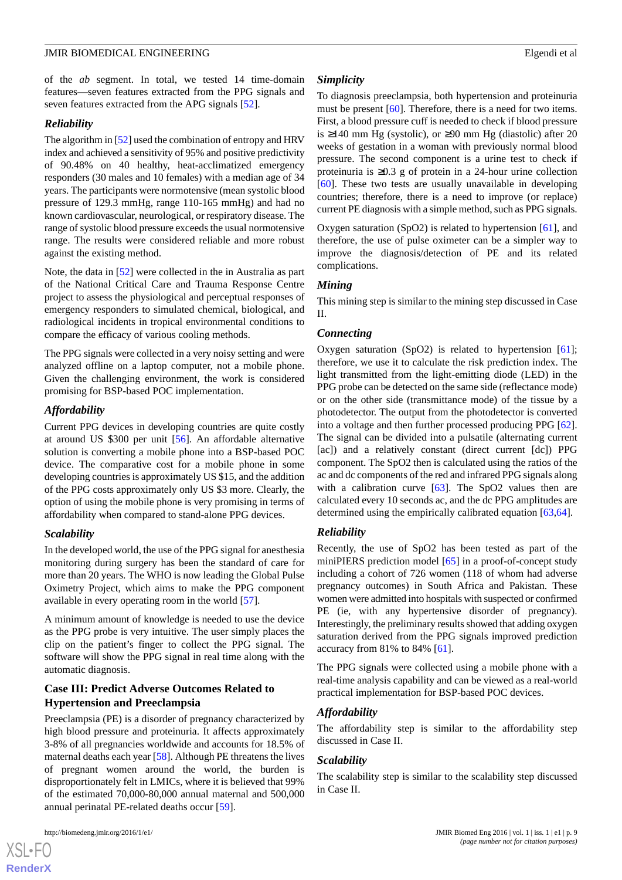of the *ab* segment. In total, we tested 14 time-domain features—seven features extracted from the PPG signals and seven features extracted from the APG signals [52].

#### *Reliability*

The algorithm in [52] used the combination of entropy and HRV index and achieved a sensitivity of 95% and positive predictivity of 90.48% on 40 healthy, heat-acclimatized emergency responders (30 males and 10 females) with a median age of 34 years. The participants were normotensive (mean systolic blood pressure of 129.3 mmHg, range 110-165 mmHg) and had no known cardiovascular, neurological, or respiratory disease. The range of systolic blood pressure exceeds the usual normotensive range. The results were considered reliable and more robust against the existing method.

Note, the data in [52] were collected in the in Australia as part of the National Critical Care and Trauma Response Centre project to assess the physiological and perceptual responses of emergency responders to simulated chemical, biological, and radiological incidents in tropical environmental conditions to compare the efficacy of various cooling methods.

The PPG signals were collected in a very noisy setting and were analyzed offline on a laptop computer, not a mobile phone. Given the challenging environment, the work is considered promising for BSP-based POC implementation.

#### *Affordability*

Current PPG devices in developing countries are quite costly at around US $300 per unit [56]. An affordable alternative solution is converting a mobile phone into a BSP-based POC device. The comparative cost for a mobile phone in some developing countries is approximately US $15, and the addition of the PPG costs approximately only US $3 more. Clearly, the option of using the mobile phone is very promising in terms of affordability when compared to stand-alone PPG devices.

#### *Scalability*

In the developed world, the use of the PPG signal for anesthesia monitoring during surgery has been the standard of care for more than 20 years. The WHO is now leading the Global Pulse Oximetry Project, which aims to make the PPG component available in every operating room in the world [57].

A minimum amount of knowledge is needed to use the device as the PPG probe is very intuitive. The user simply places the clip on the patient's finger to collect the PPG signal. The software will show the PPG signal in real time along with the automatic diagnosis.

### Case III: Predict Adverse Outcomes Related to Hypertension and Preeclampsia

Preeclampsia (PE) is a disorder of pregnancy characterized by high blood pressure and proteinuria. It affects approximately 3-8% of all pregnancies worldwide and accounts for 18.5% of maternal deaths each year [58]. Although PE threatens the lives of pregnant women around the world, the burden is disproportionately felt in LMICs, where it is believed that 99% of the estimated 70,000-80,000 annual maternal and 500,000 annual perinatal PE-related deaths occur [59].

#### *Simplicity*

To diagnosis preeclampsia, both hypertension and proteinuria must be present [60]. Therefore, there is a need for two items. First, a blood pressure cuff is needed to check if blood pressure is ≥140 mm Hg (systolic), or ≥90 mm Hg (diastolic) after 20 weeks of gestation in a woman with previously normal blood pressure. The second component is a urine test to check if proteinuria is ≥0.3 g of protein in a 24-hour urine collection [60]. These two tests are usually unavailable in developing countries; therefore, there is a need to improve (or replace) current PE diagnosis with a simple method, such as PPG signals.

Oxygen saturation (SpO2) is related to hypertension [61], and therefore, the use of pulse oximeter can be a simpler way to improve the diagnosis/detection of PE and its related complications.

#### *Mining*

This mining step is similar to the mining step discussed in Case II.

#### *Connecting*

Oxygen saturation (SpO2) is related to hypertension [61]; therefore, we use it to calculate the risk prediction index. The light transmitted from the light-emitting diode (LED) in the PPG probe can be detected on the same side (reflectance mode) or on the other side (transmittance mode) of the tissue by a photodetector. The output from the photodetector is converted into a voltage and then further processed producing PPG [62]. The signal can be divided into a pulsatile (alternating current [ac]) and a relatively constant (direct current [dc]) PPG component. The SpO2 then is calculated using the ratios of the ac and dc components of the red and infrared PPG signals along with a calibration curve [63]. The SpO2 values then are calculated every 10 seconds ac, and the dc PPG amplitudes are determined using the empirically calibrated equation [63,64].

#### *Reliability*

Recently, the use of SpO2 has been tested as part of the miniPIERS prediction model [65] in a proof-of-concept study including a cohort of 726 women (118 of whom had adverse pregnancy outcomes) in South Africa and Pakistan. These women were admitted into hospitals with suspected or confirmed PE (ie, with any hypertensive disorder of pregnancy). Interestingly, the preliminary results showed that adding oxygen saturation derived from the PPG signals improved prediction accuracy from 81% to 84% [61].

The PPG signals were collected using a mobile phone with a real-time analysis capability and can be viewed as a real-world practical implementation for BSP-based POC devices.

#### *Affordability*

The affordability step is similar to the affordability step discussed in Case II.

#### *Scalability*

The scalability step is similar to the scalability step discussed in Case II.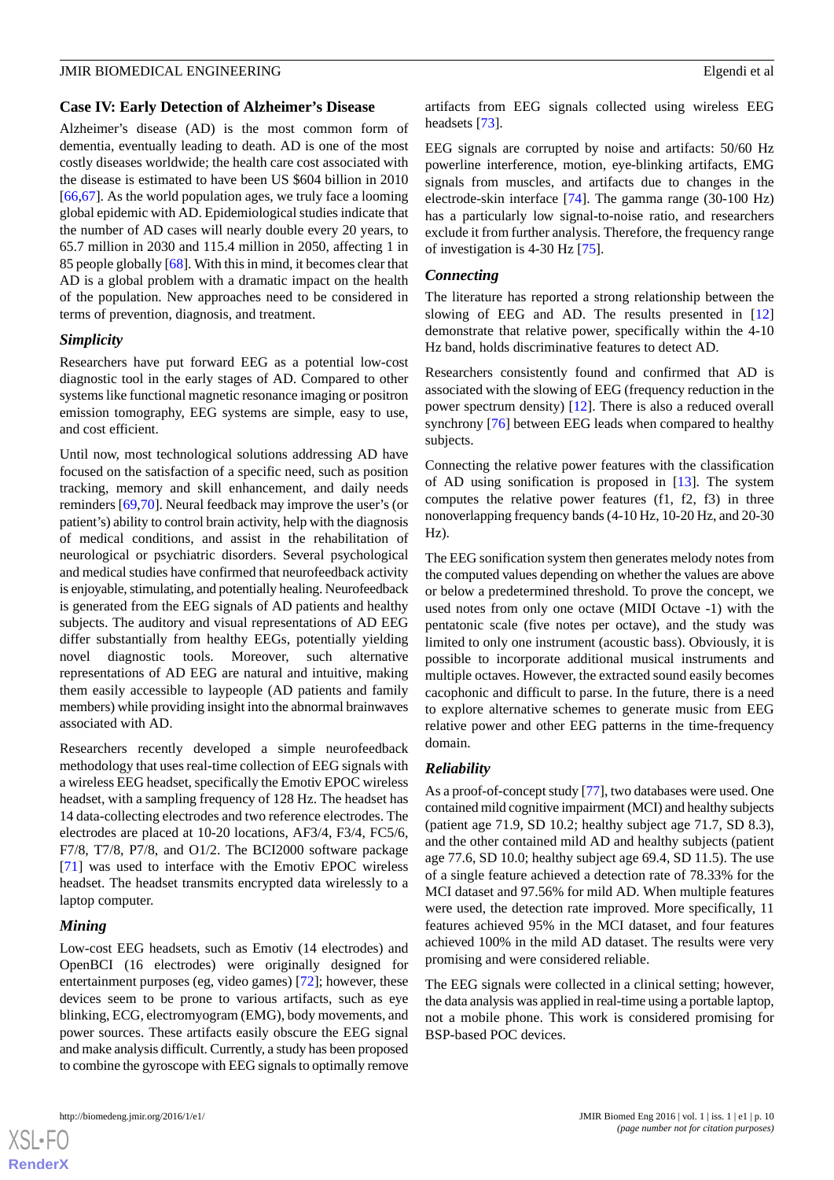## Case IV: Early Detection of Alzheimer's Disease

Alzheimer's disease (AD) is the most common form of dementia, eventually leading to death. AD is one of the most costly diseases worldwide; the health care cost associated with the disease is estimated to have been US $604 billion in 2010 [66,67]. As the world population ages, we truly face a looming global epidemic with AD. Epidemiological studies indicate that the number of AD cases will nearly double every 20 years, to 65.7 million in 2030 and 115.4 million in 2050, affecting 1 in 85 people globally [68]. With this in mind, it becomes clear that AD is a global problem with a dramatic impact on the health of the population. New approaches need to be considered in terms of prevention, diagnosis, and treatment.

### *Simplicity*

Researchers have put forward EEG as a potential low-cost diagnostic tool in the early stages of AD. Compared to other systems like functional magnetic resonance imaging or positron emission tomography, EEG systems are simple, easy to use, and cost efficient.

Until now, most technological solutions addressing AD have focused on the satisfaction of a specific need, such as position tracking, memory and skill enhancement, and daily needs reminders [69,70]. Neural feedback may improve the user's (or patient's) ability to control brain activity, help with the diagnosis of medical conditions, and assist in the rehabilitation of neurological or psychiatric disorders. Several psychological and medical studies have confirmed that neurofeedback activity is enjoyable, stimulating, and potentially healing. Neurofeedback is generated from the EEG signals of AD patients and healthy subjects. The auditory and visual representations of AD EEG differ substantially from healthy EEGs, potentially yielding novel diagnostic tools. Moreover, such alternative representations of AD EEG are natural and intuitive, making them easily accessible to laypeople (AD patients and family members) while providing insight into the abnormal brainwaves associated with AD.

Researchers recently developed a simple neurofeedback methodology that uses real-time collection of EEG signals with a wireless EEG headset, specifically the Emotiv EPOC wireless headset, with a sampling frequency of 128 Hz. The headset has 14 data-collecting electrodes and two reference electrodes. The electrodes are placed at 10-20 locations, AF3/4, F3/4, FC5/6, F7/8, T7/8, P7/8, and O1/2. The BCI2000 software package [71] was used to interface with the Emotiv EPOC wireless headset. The headset transmits encrypted data wirelessly to a laptop computer.

### *Mining*

Low-cost EEG headsets, such as Emotiv (14 electrodes) and OpenBCI (16 electrodes) were originally designed for entertainment purposes (eg, video games) [72]; however, these devices seem to be prone to various artifacts, such as eye blinking, ECG, electromyogram (EMG), body movements, and power sources. These artifacts easily obscure the EEG signal and make analysis difficult. Currently, a study has been proposed to combine the gyroscope with EEG signals to optimally remove artifacts from EEG signals collected using wireless EEG headsets [73].

EEG signals are corrupted by noise and artifacts: 50/60 Hz powerline interference, motion, eye-blinking artifacts, EMG signals from muscles, and artifacts due to changes in the electrode-skin interface [74]. The gamma range (30-100 Hz) has a particularly low signal-to-noise ratio, and researchers exclude it from further analysis. Therefore, the frequency range of investigation is 4-30 Hz [75].

### *Connecting*

The literature has reported a strong relationship between the slowing of EEG and AD. The results presented in [12] demonstrate that relative power, specifically within the 4-10 Hz band, holds discriminative features to detect AD.

Researchers consistently found and confirmed that AD is associated with the slowing of EEG (frequency reduction in the power spectrum density) [12]. There is also a reduced overall synchrony [76] between EEG leads when compared to healthy subjects.

Connecting the relative power features with the classification of AD using sonification is proposed in [13]. The system computes the relative power features (f1, f2, f3) in three nonoverlapping frequency bands (4-10 Hz, 10-20 Hz, and 20-30 Hz).

The EEG sonification system then generates melody notes from the computed values depending on whether the values are above or below a predetermined threshold. To prove the concept, we used notes from only one octave (MIDI Octave -1) with the pentatonic scale (five notes per octave), and the study was limited to only one instrument (acoustic bass). Obviously, it is possible to incorporate additional musical instruments and multiple octaves. However, the extracted sound easily becomes cacophonic and difficult to parse. In the future, there is a need to explore alternative schemes to generate music from EEG relative power and other EEG patterns in the time-frequency domain.

### *Reliability*

As a proof-of-concept study [77], two databases were used. One contained mild cognitive impairment (MCI) and healthy subjects (patient age 71.9, SD 10.2; healthy subject age 71.7, SD 8.3), and the other contained mild AD and healthy subjects (patient age 77.6, SD 10.0; healthy subject age 69.4, SD 11.5). The use of a single feature achieved a detection rate of 78.33% for the MCI dataset and 97.56% for mild AD. When multiple features were used, the detection rate improved. More specifically, 11 features achieved 95% in the MCI dataset, and four features achieved 100% in the mild AD dataset. The results were very promising and were considered reliable.

The EEG signals were collected in a clinical setting; however, the data analysis was applied in real-time using a portable laptop, not a mobile phone. This work is considered promising for BSP-based POC devices.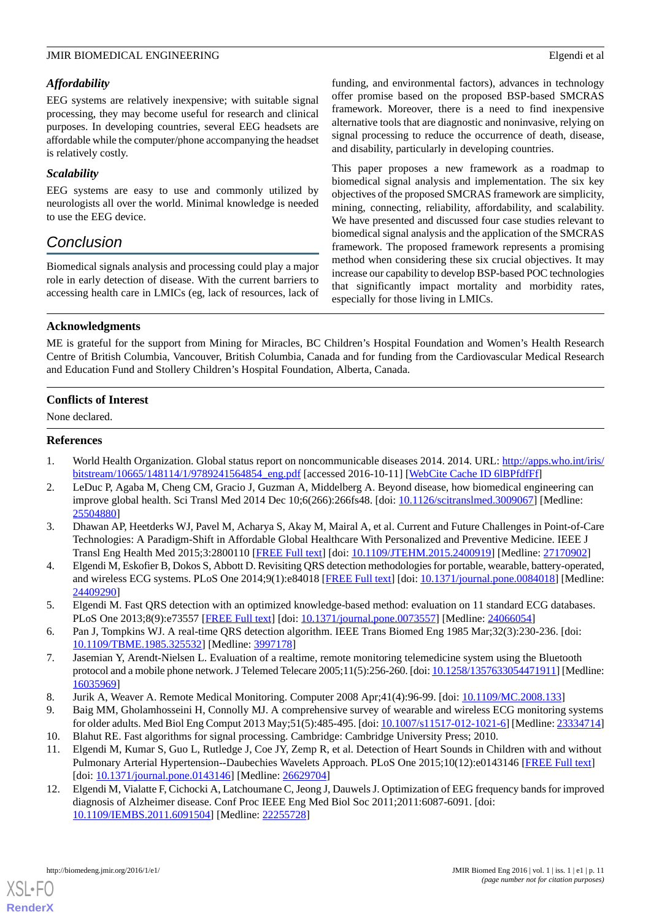### Affordability

EEG systems are relatively inexpensive; with suitable signal processing, they may become useful for research and clinical purposes. In developing countries, several EEG headsets are affordable while the computer/phone accompanying the headset is relatively costly.

### Scalability

EEG systems are easy to use and commonly utilized by neurologists all over the world. Minimal knowledge is needed to use the EEG device.

## Conclusion

Biomedical signals analysis and processing could play a major role in early detection of disease. With the current barriers to accessing health care in LMICs (eg, lack of resources, lack of funding, and environmental factors), advances in technology offer promise based on the proposed BSP-based SMCRAS framework. Moreover, there is a need to find inexpensive alternative tools that are diagnostic and noninvasive, relying on signal processing to reduce the occurrence of death, disease, and disability, particularly in developing countries.

This paper proposes a new framework as a roadmap to biomedical signal analysis and implementation. The six key objectives of the proposed SMCRAS framework are simplicity, mining, connecting, reliability, affordability, and scalability. We have presented and discussed four case studies relevant to biomedical signal analysis and the application of the SMCRAS framework. The proposed framework represents a promising method when considering these six crucial objectives. It may increase our capability to develop BSP-based POC technologies that significantly impact mortality and morbidity rates, especially for those living in LMICs.

## Acknowledgments

ME is grateful for the support from Mining for Miracles, BC Children's Hospital Foundation and Women's Health Research Centre of British Columbia, Vancouver, British Columbia, Canada and for funding from the Cardiovascular Medical Research and Education Fund and Stollery Children's Hospital Foundation, Alberta, Canada.

## Conflicts of Interest

None declared.

## References

1. World Health Organization. Global status report on noncommunicable diseases 2014. 2014. URL: http://apps.who.int/iris/bitstream/10665/148114/1/9789241564854_eng.pdf [accessed 2016-10-11] [WebCite Cache ID 6lBPfdfFf]
2. LeDuc P, Agaba M, Cheng CM, Gracio J, Guzman A, Middelberg A. Beyond disease, how biomedical engineering can improve global health. Sci Transl Med 2014 Dec 10;6(266):266fs48. [doi: 10.1126/scitranslmed.3009067] [Medline: 25504880]
3. Dhawan AP, Heetderks WJ, Pavel M, Acharya S, Akay M, Mairal A, et al. Current and Future Challenges in Point-of-Care Technologies: A Paradigm-Shift in Affordable Global Healthcare With Personalized and Preventive Medicine. IEEE J Transl Eng Health Med 2015;3:2800110 [FREE Full text] [doi: 10.1109/JTEHM.2015.2400919] [Medline: 27170902]
4. Elgendi M, Eskofier B, Dokos S, Abbott D. Revisiting QRS detection methodologies for portable, wearable, battery-operated, and wireless ECG systems. PLoS One 2014;9(1):e84018 [FREE Full text] [doi: 10.1371/journal.pone.0084018] [Medline: 24409290]
5. Elgendi M. Fast QRS detection with an optimized knowledge-based method: evaluation on 11 standard ECG databases. PLoS One 2013;8(9):e73557 [FREE Full text] [doi: 10.1371/journal.pone.0073557] [Medline: 24066054]
6. Pan J, Tompkins WJ. A real-time QRS detection algorithm. IEEE Trans Biomed Eng 1985 Mar;32(3):230-236. [doi: 10.1109/TBME.1985.325532] [Medline: 3997178]
7. Jasemian Y, Arendt-Nielsen L. Evaluation of a realtime, remote monitoring telemedicine system using the Bluetooth protocol and a mobile phone network. J Telemed Telecare 2005;11(5):256-260. [doi: 10.1258/1357633054471911] [Medline: 16035969]
8. Jurik A, Weaver A. Remote Medical Monitoring. Computer 2008 Apr;41(4):96-99. [doi: 10.1109/MC.2008.133]
9. Baig MM, Gholamhosseini H, Connolly MJ. A comprehensive survey of wearable and wireless ECG monitoring systems for older adults. Med Biol Eng Comput 2013 May;51(5):485-495. [doi: 10.1007/s11517-012-1021-6] [Medline: 23334714]
10. Blahut RE. Fast algorithms for signal processing. Cambridge: Cambridge University Press; 2010.
11. Elgendi M, Kumar S, Guo L, Rutledge J, Coe JY, Zemp R, et al. Detection of Heart Sounds in Children with and without Pulmonary Arterial Hypertension--Daubechies Wavelets Approach. PLoS One 2015;10(12):e0143146 [FREE Full text] [doi: 10.1371/journal.pone.0143146] [Medline: 26629704]
12. Elgendi M, Vialatte F, Cichocki A, Latchoumane C, Jeong J, Dauwels J. Optimization of EEG frequency bands for improved diagnosis of Alzheimer disease. Conf Proc IEEE Eng Med Biol Soc 2011;2011:6087-6091. [doi: 10.1109/IEMBS.2011.6091504] [Medline: 22255728]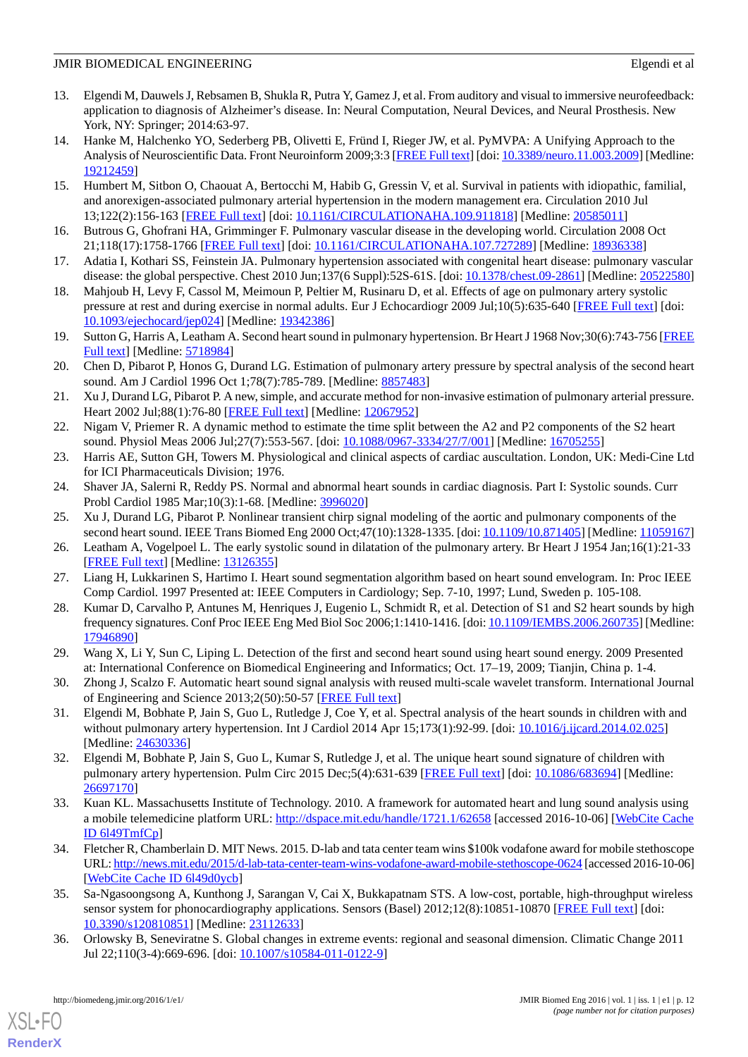13. Elgendi M, Dauwels J, Rebsamen B, Shukla R, Putra Y, Gamez J, et al. From auditory and visual to immersive neurofeedback: application to diagnosis of Alzheimer's disease. In: Neural Computation, Neural Devices, and Neural Prosthesis. New York, NY: Springer; 2014:63-97.
14. Hanke M, Halchenko YO, Sederberg PB, Olivetti E, Fründ I, Rieger JW, et al. PyMVPA: A Unifying Approach to the Analysis of Neuroscientific Data. Front Neuroinform 2009;3:3 [FREE Full text] [doi: 10.3389/neuro.11.003.2009] [Medline: 19212459]
15. Humbert M, Sitbon O, Chaouat A, Bertocchi M, Habib G, Gressin V, et al. Survival in patients with idiopathic, familial, and anorexigen-associated pulmonary arterial hypertension in the modern management era. Circulation 2010 Jul 13;122(2):156-163 [FREE Full text] [doi: 10.1161/CIRCULATIONAHA.109.911818] [Medline: 20585011]
16. Butrous G, Ghofrani HA, Grimminger F. Pulmonary vascular disease in the developing world. Circulation 2008 Oct 21;118(17):1758-1766 [FREE Full text] [doi: 10.1161/CIRCULATIONAHA.107.727289] [Medline: 18936338]
17. Adatia I, Kothari SS, Feinstein JA. Pulmonary hypertension associated with congenital heart disease: pulmonary vascular disease: the global perspective. Chest 2010 Jun;137(6 Suppl):52S-61S. [doi: 10.1378/chest.09-2861] [Medline: 20522580]
18. Mahjoub H, Levy F, Cassol M, Meimoun P, Peltier M, Rusinaru D, et al. Effects of age on pulmonary artery systolic pressure at rest and during exercise in normal adults. Eur J Echocardiogr 2009 Jul;10(5):635-640 [FREE Full text] [doi: 10.1093/ejechocard/jep024] [Medline: 19342386]
19. Sutton G, Harris A, Leatham A. Second heart sound in pulmonary hypertension. Br Heart J 1968 Nov;30(6):743-756 [FREE Full text] [Medline: 5718984]
20. Chen D, Pibarot P, Honos G, Durand LG. Estimation of pulmonary artery pressure by spectral analysis of the second heart sound. Am J Cardiol 1996 Oct 1;78(7):785-789. [Medline: 8857483]
21. Xu J, Durand LG, Pibarot P. A new, simple, and accurate method for non-invasive estimation of pulmonary arterial pressure. Heart 2002 Jul;88(1):76-80 [FREE Full text] [Medline: 12067952]
22. Nigam V, Priemer R. A dynamic method to estimate the time split between the A2 and P2 components of the S2 heart sound. Physiol Meas 2006 Jul;27(7):553-567. [doi: 10.1088/0967-3334/27/7/001] [Medline: 16705255]
23. Harris AE, Sutton GH, Towers M. Physiological and clinical aspects of cardiac auscultation. London, UK: Medi-Cine Ltd for ICI Pharmaceuticals Division; 1976.
24. Shaver JA, Salerni R, Reddy PS. Normal and abnormal heart sounds in cardiac diagnosis. Part I: Systolic sounds. Curr Probl Cardiol 1985 Mar;10(3):1-68. [Medline: 3996020]
25. Xu J, Durand LG, Pibarot P. Nonlinear transient chirp signal modeling of the aortic and pulmonary components of the second heart sound. IEEE Trans Biomed Eng 2000 Oct;47(10):1328-1335. [doi: 10.1109/10.871405] [Medline: 11059167]
26. Leatham A, Vogelpoel L. The early systolic sound in dilatation of the pulmonary artery. Br Heart J 1954 Jan;16(1):21-33 [FREE Full text] [Medline: 13126355]
27. Liang H, Lukkarinen S, Hartimo I. Heart sound segmentation algorithm based on heart sound envelogram. In: Proc IEEE Comp Cardiol. 1997 Presented at: IEEE Computers in Cardiology; Sep. 7-10, 1997; Lund, Sweden p. 105-108.
28. Kumar D, Carvalho P, Antunes M, Henriques J, Eugenio L, Schmidt R, et al. Detection of S1 and S2 heart sounds by high frequency signatures. Conf Proc IEEE Eng Med Biol Soc 2006;1:1410-1416. [doi: 10.1109/IEMBS.2006.260735] [Medline: 17946890]
29. Wang X, Li Y, Sun C, Liping L. Detection of the first and second heart sound using heart sound energy. 2009 Presented at: International Conference on Biomedical Engineering and Informatics; Oct. 17–19, 2009; Tianjin, China p. 1-4.
30. Zhong J, Scalzo F. Automatic heart sound signal analysis with reused multi-scale wavelet transform. International Journal of Engineering and Science 2013;2(50):50-57 [FREE Full text]
31. Elgendi M, Bobhate P, Jain S, Guo L, Rutledge J, Coe Y, et al. Spectral analysis of the heart sounds in children with and without pulmonary artery hypertension. Int J Cardiol 2014 Apr 15;173(1):92-99. [doi: 10.1016/j.ijcard.2014.02.025] [Medline: 24630336]
32. Elgendi M, Bobhate P, Jain S, Guo L, Kumar S, Rutledge J, et al. The unique heart sound signature of children with pulmonary artery hypertension. Pulm Circ 2015 Dec;5(4):631-639 [FREE Full text] [doi: 10.1086/683694] [Medline: 26697170]
33. Kuan KL. Massachusetts Institute of Technology. 2010. A framework for automated heart and lung sound analysis using a mobile telemedicine platform URL: http://dspace.mit.edu/handle/1721.1/62658 [accessed 2016-10-06] [WebCite Cache ID 6l49TmfCp]
34. Fletcher R, Chamberlain D. MIT News. 2015. D-lab and tata center team wins $100k vodafone award for mobile stethoscope URL: http://news.mit.edu/2015/d-lab-tata-center-team-wins-vodafone-award-mobile-stethoscope-0624 [accessed 2016-10-06] [WebCite Cache ID 6l49d0ycb]
35. Sa-Ngasoongsong A, Kunthong J, Sarangan V, Cai X, Bukkapatnam STS. A low-cost, portable, high-throughput wireless sensor system for phonocardiography applications. Sensors (Basel) 2012;12(8):10851-10870 [FREE Full text] [doi: 10.3390/s120810851] [Medline: 23112633]
36. Orlowsky B, Seneviratne S. Global changes in extreme events: regional and seasonal dimension. Climatic Change 2011 Jul 22;110(3-4):669-696. [doi: 10.1007/s10584-011-0122-9]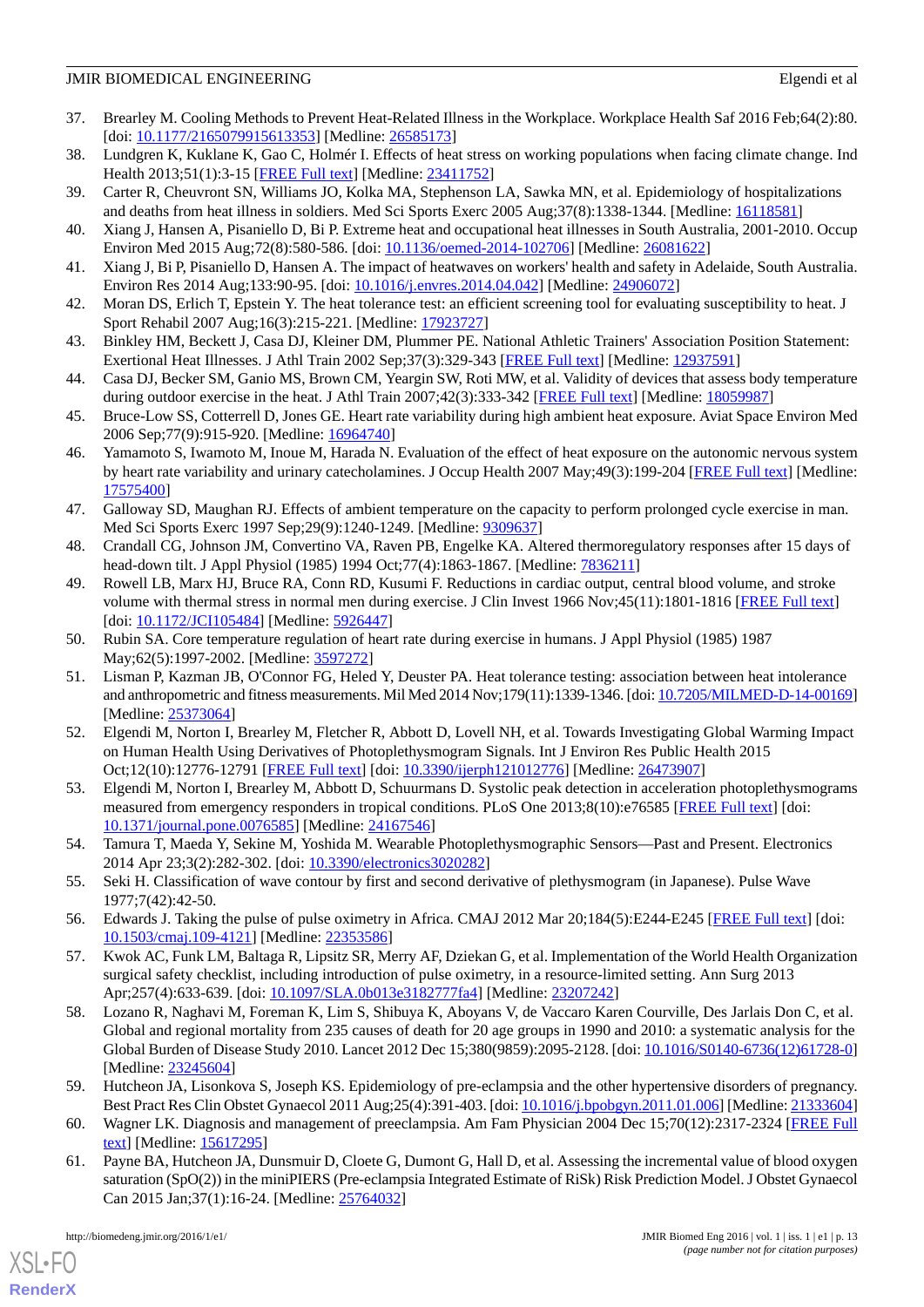37. Brearley M. Cooling Methods to Prevent Heat-Related Illness in the Workplace. Workplace Health Saf 2016 Feb;64(2):80. [doi: 10.1177/2165079915613353] [Medline: 26585173]
38. Lundgren K, Kuklane K, Gao C, Holmér I. Effects of heat stress on working populations when facing climate change. Ind Health 2013;51(1):3-15 [FREE Full text] [Medline: 23411752]
39. Carter R, Cheuvront SN, Williams JO, Kolka MA, Stephenson LA, Sawka MN, et al. Epidemiology of hospitalizations and deaths from heat illness in soldiers. Med Sci Sports Exerc 2005 Aug;37(8):1338-1344. [Medline: 16118581]
40. Xiang J, Hansen A, Pisaniello D, Bi P. Extreme heat and occupational heat illnesses in South Australia, 2001-2010. Occup Environ Med 2015 Aug;72(8):580-586. [doi: 10.1136/oemed-2014-102706] [Medline: 26081622]
41. Xiang J, Bi P, Pisaniello D, Hansen A. The impact of heatwaves on workers' health and safety in Adelaide, South Australia. Environ Res 2014 Aug;133:90-95. [doi: 10.1016/j.envres.2014.04.042] [Medline: 24906072]
42. Moran DS, Erlich T, Epstein Y. The heat tolerance test: an efficient screening tool for evaluating susceptibility to heat. J Sport Rehabil 2007 Aug;16(3):215-221. [Medline: 17923727]
43. Binkley HM, Beckett J, Casa DJ, Kleiner DM, Plummer PE. National Athletic Trainers' Association Position Statement: Exertional Heat Illnesses. J Athl Train 2002 Sep;37(3):329-343 [FREE Full text] [Medline: 12937591]
44. Casa DJ, Becker SM, Ganio MS, Brown CM, Yeargin SW, Roti MW, et al. Validity of devices that assess body temperature during outdoor exercise in the heat. J Athl Train 2007;42(3):333-342 [FREE Full text] [Medline: 18059987]
45. Bruce-Low SS, Cotterrell D, Jones GE. Heart rate variability during high ambient heat exposure. Aviat Space Environ Med 2006 Sep;77(9):915-920. [Medline: 16964740]
46. Yamamoto S, Iwamoto M, Inoue M, Harada N. Evaluation of the effect of heat exposure on the autonomic nervous system by heart rate variability and urinary catecholamines. J Occup Health 2007 May;49(3):199-204 [FREE Full text] [Medline: 17575400]
47. Galloway SD, Maughan RJ. Effects of ambient temperature on the capacity to perform prolonged cycle exercise in man. Med Sci Sports Exerc 1997 Sep;29(9):1240-1249. [Medline: 9309637]
48. Crandall CG, Johnson JM, Convertino VA, Raven PB, Engelke KA. Altered thermoregulatory responses after 15 days of head-down tilt. J Appl Physiol (1985) 1994 Oct;77(4):1863-1867. [Medline: 7836211]
49. Rowell LB, Marx HJ, Bruce RA, Conn RD, Kusumi F. Reductions in cardiac output, central blood volume, and stroke volume with thermal stress in normal men during exercise. J Clin Invest 1966 Nov;45(11):1801-1816 [FREE Full text] [doi: 10.1172/JCI105484] [Medline: 5926447]
50. Rubin SA. Core temperature regulation of heart rate during exercise in humans. J Appl Physiol (1985) 1987 May;62(5):1997-2002. [Medline: 3597272]
51. Lisman P, Kazman JB, O'Connor FG, Heled Y, Deuster PA. Heat tolerance testing: association between heat intolerance and anthropometric and fitness measurements. Mil Med 2014 Nov;179(11):1339-1346. [doi: 10.7205/MILMED-D-14-00169] [Medline: 25373064]
52. Elgendi M, Norton I, Brearley M, Fletcher R, Abbott D, Lovell NH, et al. Towards Investigating Global Warming Impact on Human Health Using Derivatives of Photoplethysmogram Signals. Int J Environ Res Public Health 2015 Oct;12(10):12776-12791 [FREE Full text] [doi: 10.3390/ijerph121012776] [Medline: 26473907]
53. Elgendi M, Norton I, Brearley M, Abbott D, Schuurmans D. Systolic peak detection in acceleration photoplethysmograms measured from emergency responders in tropical conditions. PLoS One 2013;8(10):e76585 [FREE Full text] [doi: 10.1371/journal.pone.0076585] [Medline: 24167546]
54. Tamura T, Maeda Y, Sekine M, Yoshida M. Wearable Photoplethysmographic Sensors—Past and Present. Electronics 2014 Apr 23;3(2):282-302. [doi: 10.3390/electronics3020282]
55. Seki H. Classification of wave contour by first and second derivative of plethysmogram (in Japanese). Pulse Wave 1977;7(42):42-50.
56. Edwards J. Taking the pulse of pulse oximetry in Africa. CMAJ 2012 Mar 20;184(5):E244-E245 [FREE Full text] [doi: 10.1503/cmaj.109-4121] [Medline: 22353586]
57. Kwok AC, Funk LM, Baltaga R, Lipsitz SR, Merry AF, Dziekan G, et al. Implementation of the World Health Organization surgical safety checklist, including introduction of pulse oximetry, in a resource-limited setting. Ann Surg 2013 Apr;257(4):633-639. [doi: 10.1097/SLA.0b013e3182777fa4] [Medline: 23207242]
58. Lozano R, Naghavi M, Foreman K, Lim S, Shibuya K, Aboyans V, de Vaccaro Karen Courville, Des Jarlais Don C, et al. Global and regional mortality from 235 causes of death for 20 age groups in 1990 and 2010: a systematic analysis for the Global Burden of Disease Study 2010. Lancet 2012 Dec 15;380(9859):2095-2128. [doi: 10.1016/S0140-6736(12)61728-0] [Medline: 23245604]
59. Hutcheon JA, Lisonkova S, Joseph KS. Epidemiology of pre-eclampsia and the other hypertensive disorders of pregnancy. Best Pract Res Clin Obstet Gynaecol 2011 Aug;25(4):391-403. [doi: 10.1016/j.bpobgyn.2011.01.006] [Medline: 21333604]
60. Wagner LK. Diagnosis and management of preeclampsia. Am Fam Physician 2004 Dec 15;70(12):2317-2324 [FREE Full text] [Medline: 15617295]
61. Payne BA, Hutcheon JA, Dunsmuir D, Cloete G, Dumont G, Hall D, et al. Assessing the incremental value of blood oxygen saturation (SpO(2)) in the miniPIERS (Pre-eclampsia Integrated Estimate of RiSk) Risk Prediction Model. J Obstet Gynaecol Can 2015 Jan;37(1):16-24. [Medline: 25764032]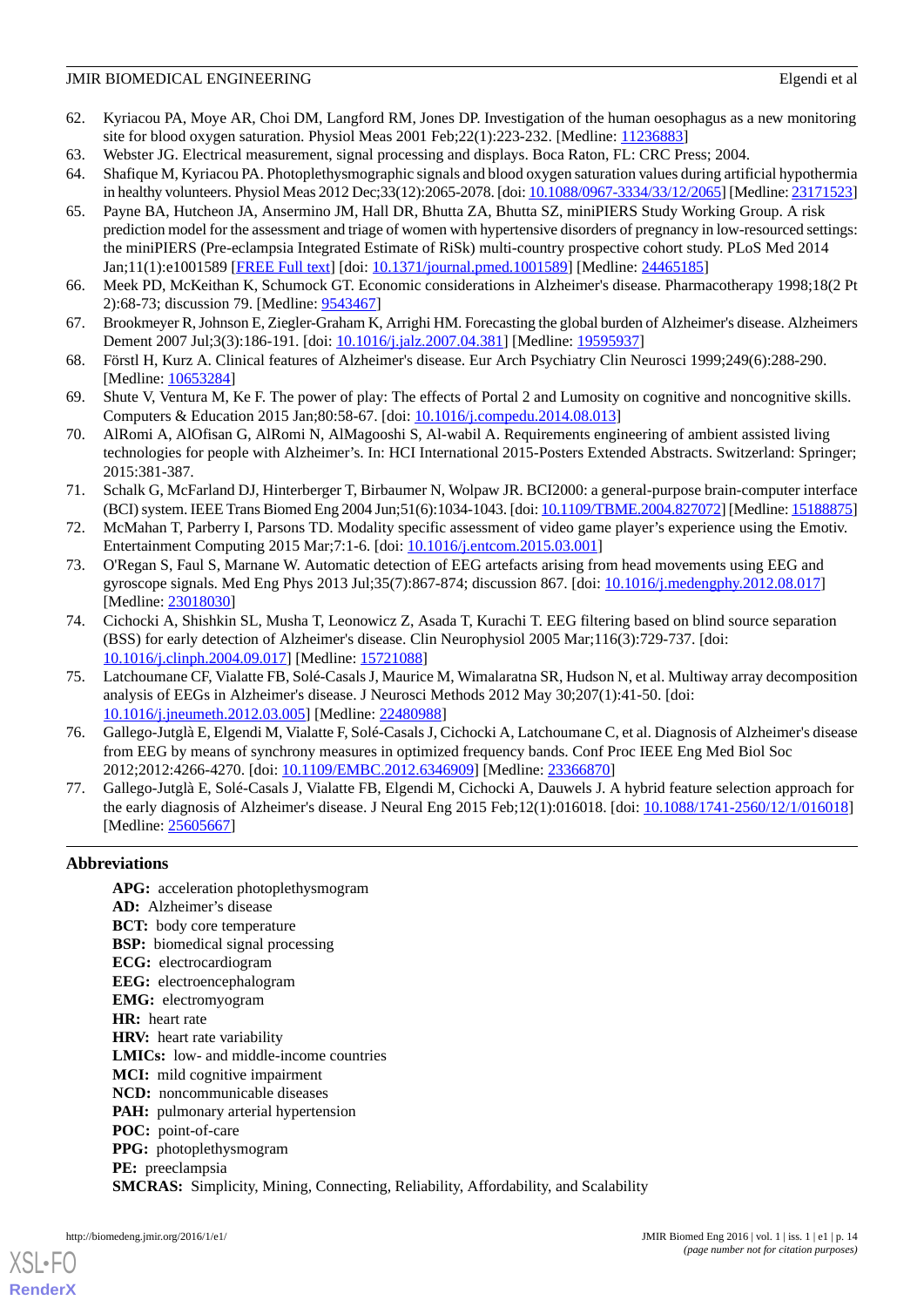62. Kyriacou PA, Moye AR, Choi DM, Langford RM, Jones DP. Investigation of the human oesophagus as a new monitoring site for blood oxygen saturation. Physiol Meas 2001 Feb;22(1):223-232. [Medline: 11236883]
63. Webster JG. Electrical measurement, signal processing and displays. Boca Raton, FL: CRC Press; 2004.
64. Shafique M, Kyriacou PA. Photoplethysmographic signals and blood oxygen saturation values during artificial hypothermia in healthy volunteers. Physiol Meas 2012 Dec;33(12):2065-2078. [doi: 10.1088/0967-3334/33/12/2065] [Medline: 23171523]
65. Payne BA, Hutcheon JA, Ansermino JM, Hall DR, Bhutta ZA, Bhutta SZ, miniPIERS Study Working Group. A risk prediction model for the assessment and triage of women with hypertensive disorders of pregnancy in low-resourced settings: the miniPIERS (Pre-eclampsia Integrated Estimate of RiSk) multi-country prospective cohort study. PLoS Med 2014 Jan;11(1):e1001589 [FREE Full text] [doi: 10.1371/journal.pmed.1001589] [Medline: 24465185]
66. Meek PD, McKeithan K, Schumock GT. Economic considerations in Alzheimer's disease. Pharmacotherapy 1998;18(2 Pt 2):68-73; discussion 79. [Medline: 9543467]
67. Brookmeyer R, Johnson E, Ziegler-Graham K, Arrighi HM. Forecasting the global burden of Alzheimer's disease. Alzheimers Dement 2007 Jul;3(3):186-191. [doi: 10.1016/j.jalz.2007.04.381] [Medline: 19595937]
68. Förstl H, Kurz A. Clinical features of Alzheimer's disease. Eur Arch Psychiatry Clin Neurosci 1999;249(6):288-290. [Medline: 10653284]
69. Shute V, Ventura M, Ke F. The power of play: The effects of Portal 2 and Lumosity on cognitive and noncognitive skills. Computers & Education 2015 Jan;80:58-67. [doi: 10.1016/j.compedu.2014.08.013]
70. AlRomi A, AlOfisan G, AlRomi N, AlMagooshi S, Al-wabil A. Requirements engineering of ambient assisted living technologies for people with Alzheimer's. In: HCI International 2015-Posters Extended Abstracts. Switzerland: Springer; 2015:381-387.
71. Schalk G, McFarland DJ, Hinterberger T, Birbaumer N, Wolpaw JR. BCI2000: a general-purpose brain-computer interface (BCI) system. IEEE Trans Biomed Eng 2004 Jun;51(6):1034-1043. [doi: 10.1109/TBME.2004.827072] [Medline: 15188875]
72. McMahan T, Parberry I, Parsons TD. Modality specific assessment of video game player's experience using the Emotiv. Entertainment Computing 2015 Mar;7:1-6. [doi: 10.1016/j.entcom.2015.03.001]
73. O'Regan S, Faul S, Marnane W. Automatic detection of EEG artefacts arising from head movements using EEG and gyroscope signals. Med Eng Phys 2013 Jul;35(7):867-874; discussion 867. [doi: 10.1016/j.medengphy.2012.08.017] [Medline: 23018030]
74. Cichocki A, Shishkin SL, Musha T, Leonowicz Z, Asada T, Kurachi T. EEG filtering based on blind source separation (BSS) for early detection of Alzheimer's disease. Clin Neurophysiol 2005 Mar;116(3):729-737. [doi: 10.1016/j.clinph.2004.09.017] [Medline: 15721088]
75. Latchoumane CF, Vialatte FB, Solé-Casals J, Maurice M, Wimalaratna SR, Hudson N, et al. Multiway array decomposition analysis of EEGs in Alzheimer's disease. J Neurosci Methods 2012 May 30;207(1):41-50. [doi: 10.1016/j.jneumeth.2012.03.005] [Medline: 22480988]
76. Gallego-Jutglà E, Elgendi M, Vialatte F, Solé-Casals J, Cichocki A, Latchoumane C, et al. Diagnosis of Alzheimer's disease from EEG by means of synchrony measures in optimized frequency bands. Conf Proc IEEE Eng Med Biol Soc 2012;2012:4266-4270. [doi: 10.1109/EMBC.2012.6346909] [Medline: 23366870]
77. Gallego-Jutglà E, Solé-Casals J, Vialatte FB, Elgendi M, Cichocki A, Dauwels J. A hybrid feature selection approach for the early diagnosis of Alzheimer's disease. J Neural Eng 2015 Feb;12(1):016018. [doi: 10.1088/1741-2560/12/1/016018] [Medline: 25605667]

## Abbreviations

**APG:** acceleration photoplethysmogram
**AD:** Alzheimer's disease
**BCT:** body core temperature
**BSP:** biomedical signal processing
**ECG:** electrocardiogram
**EEG:** electroencephalogram
**EMG:** electromyogram
**HR:** heart rate
**HRV:** heart rate variability
**LMICs:** low- and middle-income countries
**MCI:** mild cognitive impairment
**NCD:** noncommunicable diseases
**PAH:** pulmonary arterial hypertension
**POC:** point-of-care
**PPG:** photoplethysmogram
**PE:** preeclampsia
**SMCRAS:** Simplicity, Mining, Connecting, Reliability, Affordability, and Scalability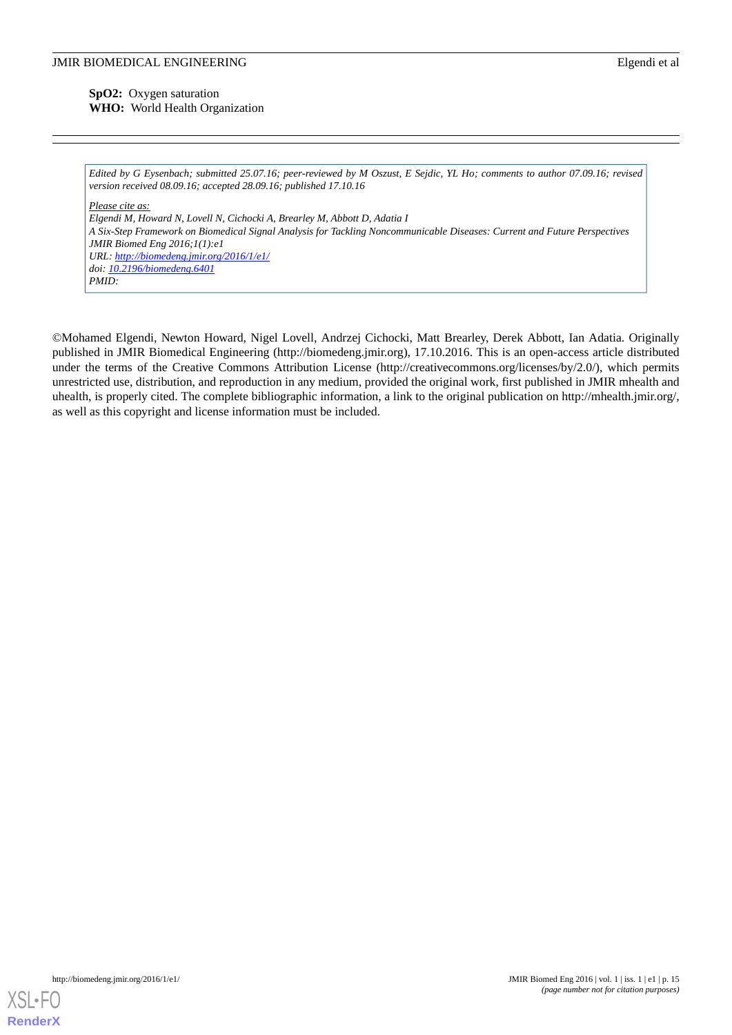**SpO2:** Oxygen saturation
**WHO:** World Health Organization

---

*Edited by G Eysenbach; submitted 25.07.16; peer-reviewed by M Oszust, E Sejdic, YL Ho; comments to author 07.09.16; revised version received 08.09.16; accepted 28.09.16; published 17.10.16*

*Please cite as:*
*Elgendi M, Howard N, Lovell N, Cichocki A, Brearley M, Abbott D, Adatia I*
*A Six-Step Framework on Biomedical Signal Analysis for Tackling Noncommunicable Diseases: Current and Future Perspectives*
*JMIR Biomed Eng 2016;1(1):e1*
*URL: http://biomedeng.jmir.org/2016/1/e1/*
*doi: 10.2196/biomedeng.6401*
*PMID:*

©Mohamed Elgendi, Newton Howard, Nigel Lovell, Andrzej Cichocki, Matt Brearley, Derek Abbott, Ian Adatia. Originally published in JMIR Biomedical Engineering (http://biomedeng.jmir.org), 17.10.2016. This is an open-access article distributed under the terms of the Creative Commons Attribution License (http://creativecommons.org/licenses/by/2.0/), which permits unrestricted use, distribution, and reproduction in any medium, provided the original work, first published in JMIR mhealth and uhealth, is properly cited. The complete bibliographic information, a link to the original publication on http://mhealth.jmir.org/, as well as this copyright and license information must be included.